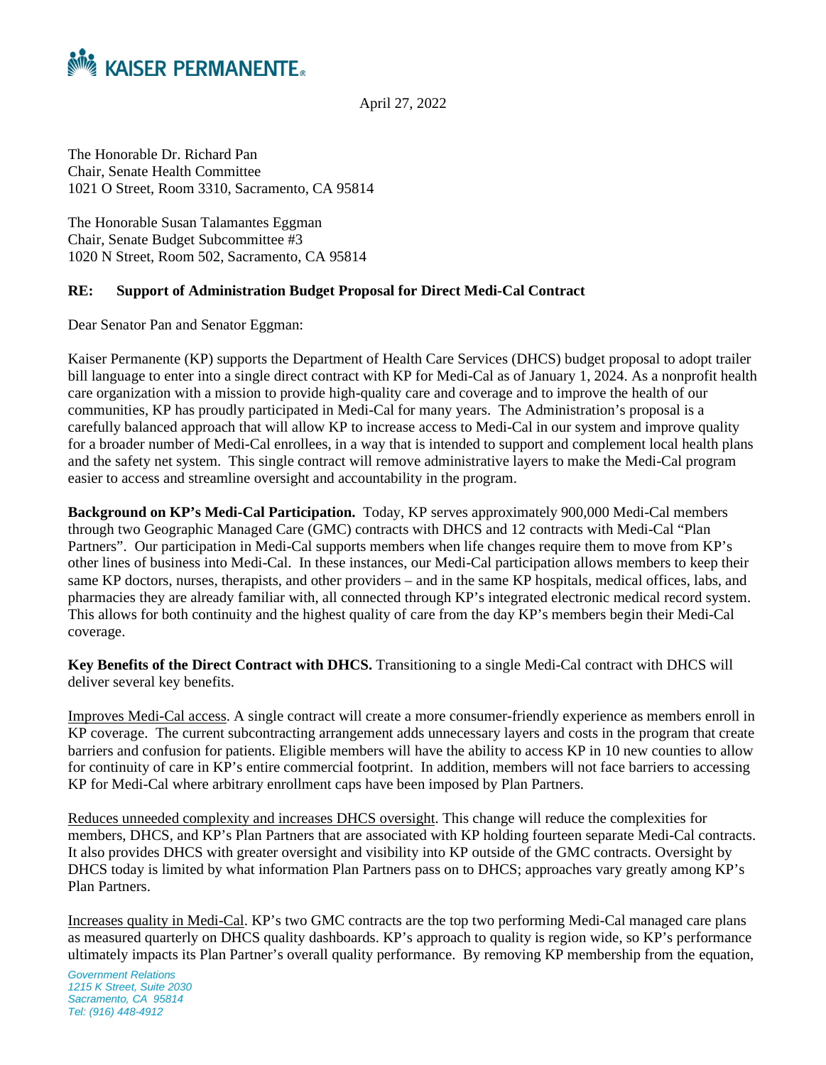# KAISER PERMANENTE

April 27, 2022

The Honorable Dr. Richard Pan
Chair, Senate Health Committee
1021 O Street, Room 3310, Sacramento, CA 95814

The Honorable Susan Talamantes Eggman
Chair, Senate Budget Subcommittee #3
1020 N Street, Room 502, Sacramento, CA 95814

**RE: Support of Administration Budget Proposal for Direct Medi-Cal Contract**

Dear Senator Pan and Senator Eggman:

Kaiser Permanente (KP) supports the Department of Health Care Services (DHCS) budget proposal to adopt trailer bill language to enter into a single direct contract with KP for Medi-Cal as of January 1, 2024. As a nonprofit health care organization with a mission to provide high-quality care and coverage and to improve the health of our communities, KP has proudly participated in Medi-Cal for many years. The Administration's proposal is a carefully balanced approach that will allow KP to increase access to Medi-Cal in our system and improve quality for a broader number of Medi-Cal enrollees, in a way that is intended to support and complement local health plans and the safety net system. This single contract will remove administrative layers to make the Medi-Cal program easier to access and streamline oversight and accountability in the program.

**Background on KP's Medi-Cal Participation.** Today, KP serves approximately 900,000 Medi-Cal members through two Geographic Managed Care (GMC) contracts with DHCS and 12 contracts with Medi-Cal "Plan Partners". Our participation in Medi-Cal supports members when life changes require them to move from KP's other lines of business into Medi-Cal. In these instances, our Medi-Cal participation allows members to keep their same KP doctors, nurses, therapists, and other providers – and in the same KP hospitals, medical offices, labs, and pharmacies they are already familiar with, all connected through KP's integrated electronic medical record system. This allows for both continuity and the highest quality of care from the day KP's members begin their Medi-Cal coverage.

**Key Benefits of the Direct Contract with DHCS.** Transitioning to a single Medi-Cal contract with DHCS will deliver several key benefits.

<u>Improves Medi-Cal access</u>. A single contract will create a more consumer-friendly experience as members enroll in KP coverage. The current subcontracting arrangement adds unnecessary layers and costs in the program that create barriers and confusion for patients. Eligible members will have the ability to access KP in 10 new counties to allow for continuity of care in KP's entire commercial footprint. In addition, members will not face barriers to accessing KP for Medi-Cal where arbitrary enrollment caps have been imposed by Plan Partners.

<u>Reduces unneeded complexity and increases DHCS oversight</u>. This change will reduce the complexities for members, DHCS, and KP's Plan Partners that are associated with KP holding fourteen separate Medi-Cal contracts. It also provides DHCS with greater oversight and visibility into KP outside of the GMC contracts. Oversight by DHCS today is limited by what information Plan Partners pass on to DHCS; approaches vary greatly among KP's Plan Partners.

<u>Increases quality in Medi-Cal</u>. KP's two GMC contracts are the top two performing Medi-Cal managed care plans as measured quarterly on DHCS quality dashboards. KP's approach to quality is region wide, so KP's performance ultimately impacts its Plan Partner's overall quality performance. By removing KP membership from the equation,

*Government Relations*
*1215 K Street, Suite 2030*
*Sacramento, CA 95814*
*Tel: (916) 448-4912*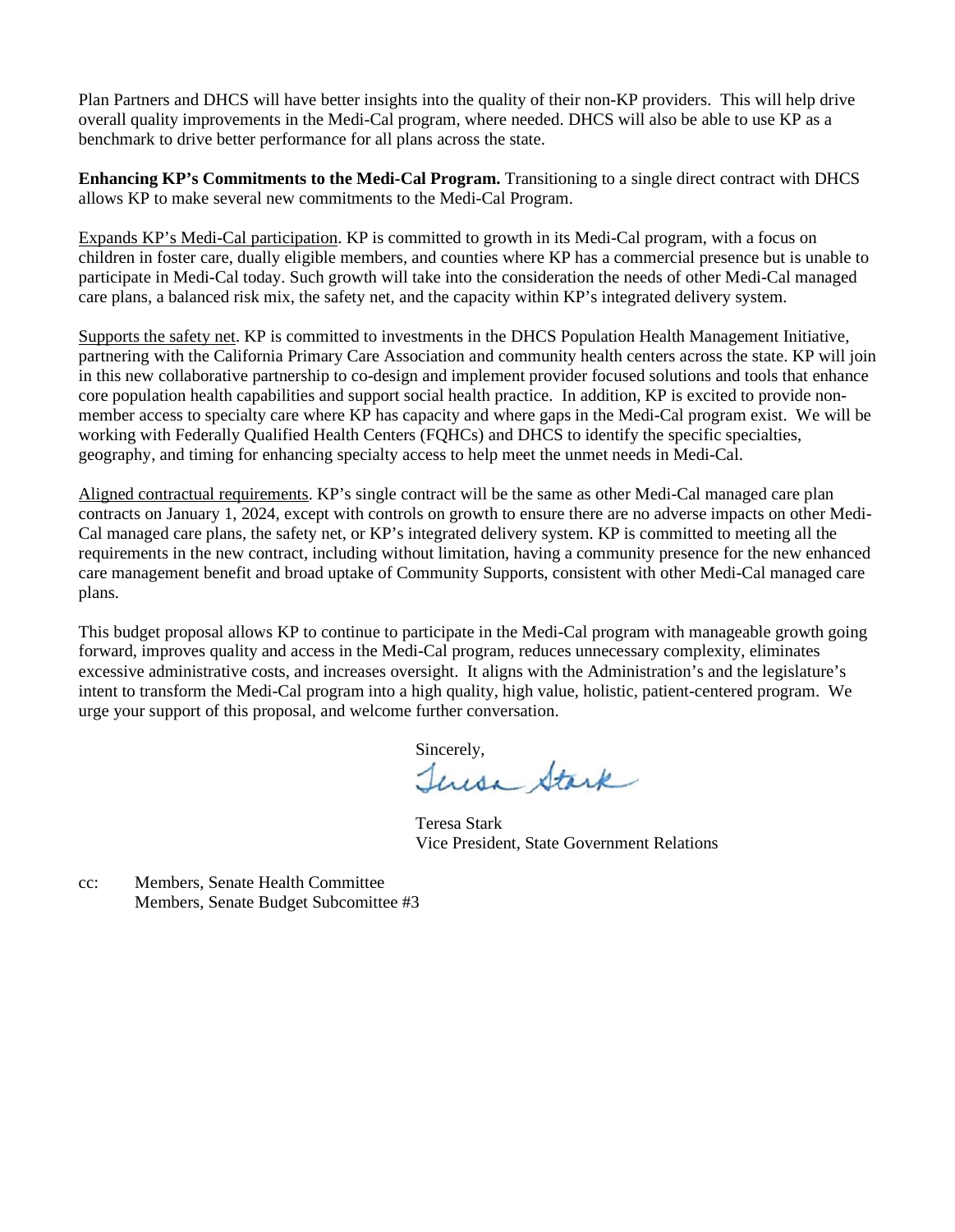Plan Partners and DHCS will have better insights into the quality of their non-KP providers. This will help drive overall quality improvements in the Medi-Cal program, where needed. DHCS will also be able to use KP as a benchmark to drive better performance for all plans across the state.

**Enhancing KP's Commitments to the Medi-Cal Program.** Transitioning to a single direct contract with DHCS allows KP to make several new commitments to the Medi-Cal Program.

<u>Expands KP's Medi-Cal participation</u>. KP is committed to growth in its Medi-Cal program, with a focus on children in foster care, dually eligible members, and counties where KP has a commercial presence but is unable to participate in Medi-Cal today. Such growth will take into the consideration the needs of other Medi-Cal managed care plans, a balanced risk mix, the safety net, and the capacity within KP's integrated delivery system.

<u>Supports the safety net</u>. KP is committed to investments in the DHCS Population Health Management Initiative, partnering with the California Primary Care Association and community health centers across the state. KP will join in this new collaborative partnership to co-design and implement provider focused solutions and tools that enhance core population health capabilities and support social health practice. In addition, KP is excited to provide non-member access to specialty care where KP has capacity and where gaps in the Medi-Cal program exist. We will be working with Federally Qualified Health Centers (FQHCs) and DHCS to identify the specific specialties, geography, and timing for enhancing specialty access to help meet the unmet needs in Medi-Cal.

<u>Aligned contractual requirements</u>. KP's single contract will be the same as other Medi-Cal managed care plan contracts on January 1, 2024, except with controls on growth to ensure there are no adverse impacts on other Medi-Cal managed care plans, the safety net, or KP's integrated delivery system. KP is committed to meeting all the requirements in the new contract, including without limitation, having a community presence for the new enhanced care management benefit and broad uptake of Community Supports, consistent with other Medi-Cal managed care plans.

This budget proposal allows KP to continue to participate in the Medi-Cal program with manageable growth going forward, improves quality and access in the Medi-Cal program, reduces unnecessary complexity, eliminates excessive administrative costs, and increases oversight. It aligns with the Administration's and the legislature's intent to transform the Medi-Cal program into a high quality, high value, holistic, patient-centered program. We urge your support of this proposal, and welcome further conversation.

Sincerely,

Teresa Stark

Teresa Stark
Vice President, State Government Relations

cc: Members, Senate Health Committee
Members, Senate Budget Subcomittee #3